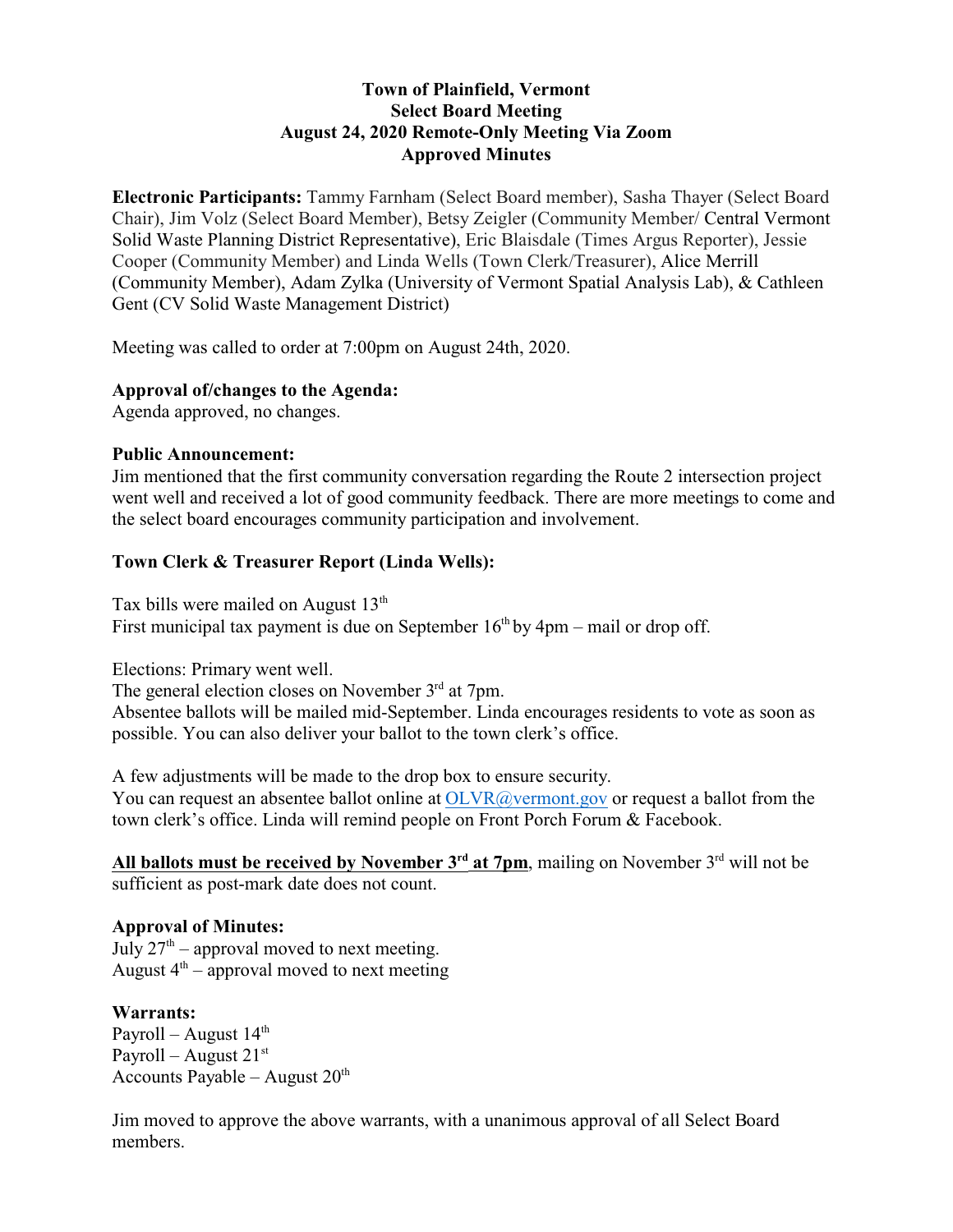# Town of Plainfield, Vermont
## Select Board Meeting
## August 24, 2020 Remote-Only Meeting Via Zoom
## Approved Minutes

**Electronic Participants:** Tammy Farnham (Select Board member), Sasha Thayer (Select Board Chair), Jim Volz (Select Board Member), Betsy Zeigler (Community Member/ Central Vermont Solid Waste Planning District Representative), Eric Blaisdale (Times Argus Reporter), Jessie Cooper (Community Member) and Linda Wells (Town Clerk/Treasurer), Alice Merrill (Community Member), Adam Zylka (University of Vermont Spatial Analysis Lab), & Cathleen Gent (CV Solid Waste Management District)

Meeting was called to order at 7:00pm on August 24th, 2020.

**Approval of/changes to the Agenda:**
Agenda approved, no changes.

**Public Announcement:**
Jim mentioned that the first community conversation regarding the Route 2 intersection project went well and received a lot of good community feedback. There are more meetings to come and the select board encourages community participation and involvement.

**Town Clerk & Treasurer Report (Linda Wells):**

Tax bills were mailed on August 13th
First municipal tax payment is due on September 16th by 4pm – mail or drop off.

Elections: Primary went well.
The general election closes on November 3rd at 7pm.
Absentee ballots will be mailed mid-September. Linda encourages residents to vote as soon as possible. You can also deliver your ballot to the town clerk's office.

A few adjustments will be made to the drop box to ensure security.
You can request an absentee ballot online at OLVR@vermont.gov or request a ballot from the town clerk's office. Linda will remind people on Front Porch Forum & Facebook.

<u>**All ballots must be received by November 3rd at 7pm**</u>, mailing on November 3rd will not be sufficient as post-mark date does not count.

**Approval of Minutes:**
July 27th – approval moved to next meeting.
August 4th – approval moved to next meeting

**Warrants:**
Payroll – August 14th
Payroll – August 21st
Accounts Payable – August 20th

Jim moved to approve the above warrants, with a unanimous approval of all Select Board members.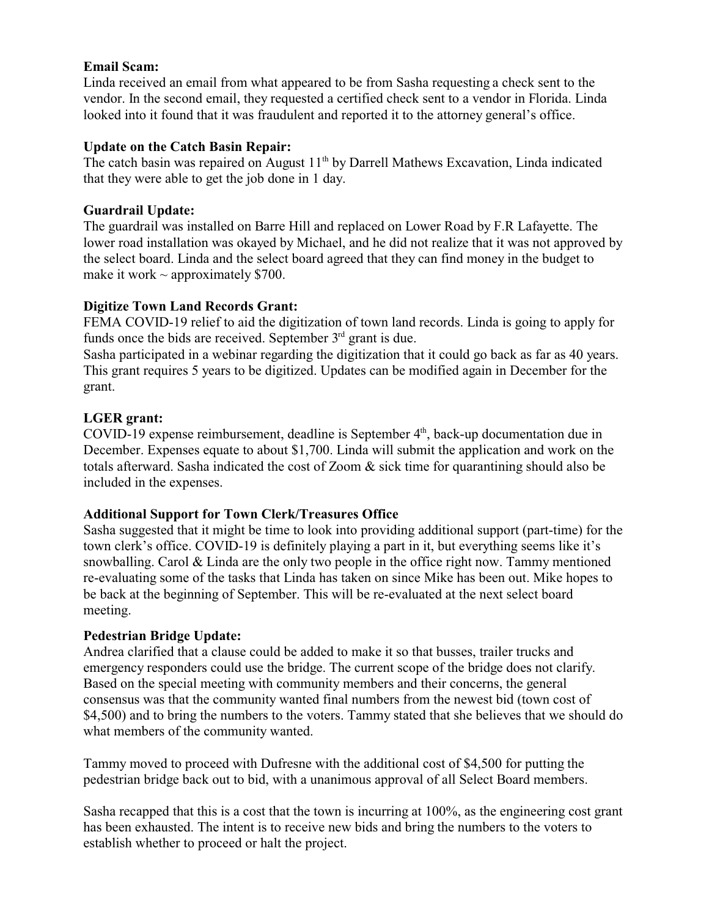**Email Scam:**
Linda received an email from what appeared to be from Sasha requesting a check sent to the vendor. In the second email, they requested a certified check sent to a vendor in Florida. Linda looked into it found that it was fraudulent and reported it to the attorney general's office.

**Update on the Catch Basin Repair:**
The catch basin was repaired on August 11th by Darrell Mathews Excavation, Linda indicated that they were able to get the job done in 1 day.

**Guardrail Update:**
The guardrail was installed on Barre Hill and replaced on Lower Road by F.R Lafayette. The lower road installation was okayed by Michael, and he did not realize that it was not approved by the select board. Linda and the select board agreed that they can find money in the budget to make it work ~ approximately $700.

**Digitize Town Land Records Grant:**
FEMA COVID-19 relief to aid the digitization of town land records. Linda is going to apply for funds once the bids are received. September 3rd grant is due.
Sasha participated in a webinar regarding the digitization that it could go back as far as 40 years. This grant requires 5 years to be digitized. Updates can be modified again in December for the grant.

**LGER grant:**
COVID-19 expense reimbursement, deadline is September 4th, back-up documentation due in December. Expenses equate to about $1,700. Linda will submit the application and work on the totals afterward. Sasha indicated the cost of Zoom & sick time for quarantining should also be included in the expenses.

**Additional Support for Town Clerk/Treasures Office**
Sasha suggested that it might be time to look into providing additional support (part-time) for the town clerk's office. COVID-19 is definitely playing a part in it, but everything seems like it's snowballing. Carol & Linda are the only two people in the office right now. Tammy mentioned re-evaluating some of the tasks that Linda has taken on since Mike has been out. Mike hopes to be back at the beginning of September. This will be re-evaluated at the next select board meeting.

**Pedestrian Bridge Update:**
Andrea clarified that a clause could be added to make it so that busses, trailer trucks and emergency responders could use the bridge. The current scope of the bridge does not clarify. Based on the special meeting with community members and their concerns, the general consensus was that the community wanted final numbers from the newest bid (town cost of $4,500) and to bring the numbers to the voters. Tammy stated that she believes that we should do what members of the community wanted.

Tammy moved to proceed with Dufresne with the additional cost of $4,500 for putting the pedestrian bridge back out to bid, with a unanimous approval of all Select Board members.

Sasha recapped that this is a cost that the town is incurring at 100%, as the engineering cost grant has been exhausted. The intent is to receive new bids and bring the numbers to the voters to establish whether to proceed or halt the project.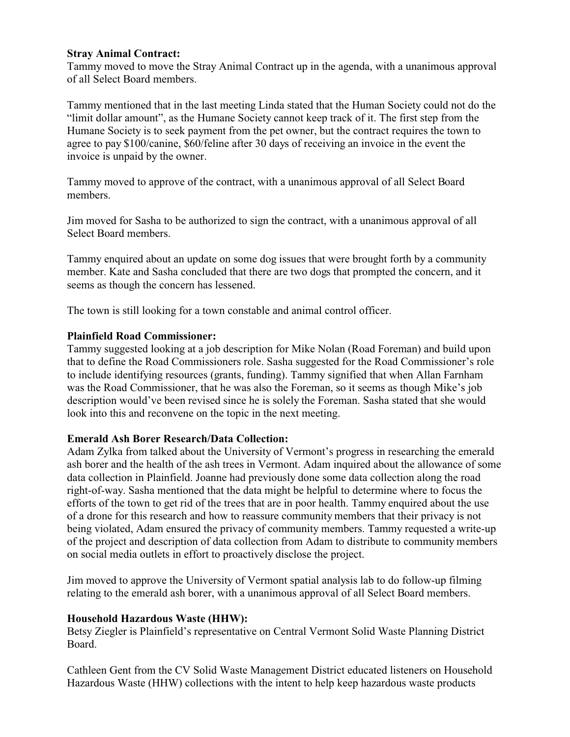**Stray Animal Contract:**

Tammy moved to move the Stray Animal Contract up in the agenda, with a unanimous approval of all Select Board members.

Tammy mentioned that in the last meeting Linda stated that the Human Society could not do the "limit dollar amount", as the Humane Society cannot keep track of it. The first step from the Humane Society is to seek payment from the pet owner, but the contract requires the town to agree to pay $100/canine, $60/feline after 30 days of receiving an invoice in the event the invoice is unpaid by the owner.

Tammy moved to approve of the contract, with a unanimous approval of all Select Board members.

Jim moved for Sasha to be authorized to sign the contract, with a unanimous approval of all Select Board members.

Tammy enquired about an update on some dog issues that were brought forth by a community member. Kate and Sasha concluded that there are two dogs that prompted the concern, and it seems as though the concern has lessened.

The town is still looking for a town constable and animal control officer.

**Plainfield Road Commissioner:**

Tammy suggested looking at a job description for Mike Nolan (Road Foreman) and build upon that to define the Road Commissioners role. Sasha suggested for the Road Commissioner's role to include identifying resources (grants, funding). Tammy signified that when Allan Farnham was the Road Commissioner, that he was also the Foreman, so it seems as though Mike's job description would've been revised since he is solely the Foreman. Sasha stated that she would look into this and reconvene on the topic in the next meeting.

**Emerald Ash Borer Research/Data Collection:**

Adam Zylka from talked about the University of Vermont's progress in researching the emerald ash borer and the health of the ash trees in Vermont. Adam inquired about the allowance of some data collection in Plainfield. Joanne had previously done some data collection along the road right-of-way. Sasha mentioned that the data might be helpful to determine where to focus the efforts of the town to get rid of the trees that are in poor health. Tammy enquired about the use of a drone for this research and how to reassure community members that their privacy is not being violated, Adam ensured the privacy of community members. Tammy requested a write-up of the project and description of data collection from Adam to distribute to community members on social media outlets in effort to proactively disclose the project.

Jim moved to approve the University of Vermont spatial analysis lab to do follow-up filming relating to the emerald ash borer, with a unanimous approval of all Select Board members.

**Household Hazardous Waste (HHW):**

Betsy Ziegler is Plainfield's representative on Central Vermont Solid Waste Planning District Board.

Cathleen Gent from the CV Solid Waste Management District educated listeners on Household Hazardous Waste (HHW) collections with the intent to help keep hazardous waste products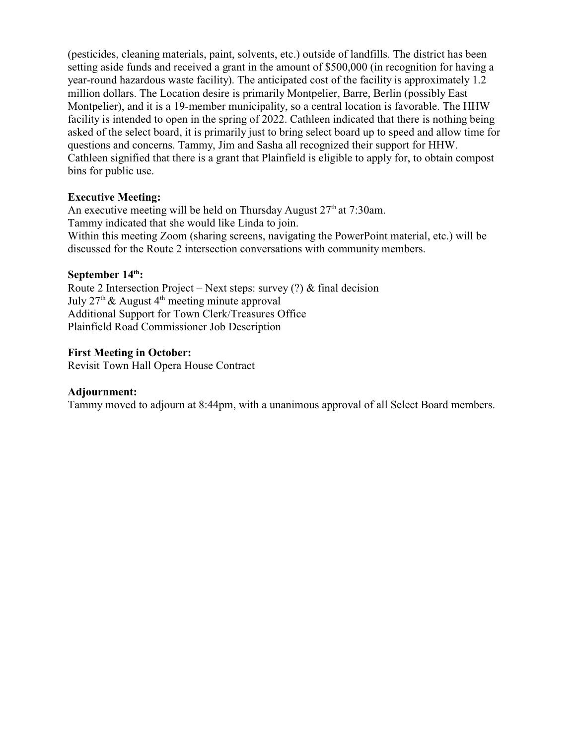(pesticides, cleaning materials, paint, solvents, etc.) outside of landfills. The district has been setting aside funds and received a grant in the amount of $500,000 (in recognition for having a year-round hazardous waste facility). The anticipated cost of the facility is approximately 1.2 million dollars. The Location desire is primarily Montpelier, Barre, Berlin (possibly East Montpelier), and it is a 19-member municipality, so a central location is favorable. The HHW facility is intended to open in the spring of 2022. Cathleen indicated that there is nothing being asked of the select board, it is primarily just to bring select board up to speed and allow time for questions and concerns. Tammy, Jim and Sasha all recognized their support for HHW. Cathleen signified that there is a grant that Plainfield is eligible to apply for, to obtain compost bins for public use.

**Executive Meeting:**
An executive meeting will be held on Thursday August 27th at 7:30am.
Tammy indicated that she would like Linda to join.
Within this meeting Zoom (sharing screens, navigating the PowerPoint material, etc.) will be discussed for the Route 2 intersection conversations with community members.

**September 14th:**
Route 2 Intersection Project – Next steps: survey (?) & final decision
July 27th & August 4th meeting minute approval
Additional Support for Town Clerk/Treasures Office
Plainfield Road Commissioner Job Description

**First Meeting in October:**
Revisit Town Hall Opera House Contract

**Adjournment:**
Tammy moved to adjourn at 8:44pm, with a unanimous approval of all Select Board members.